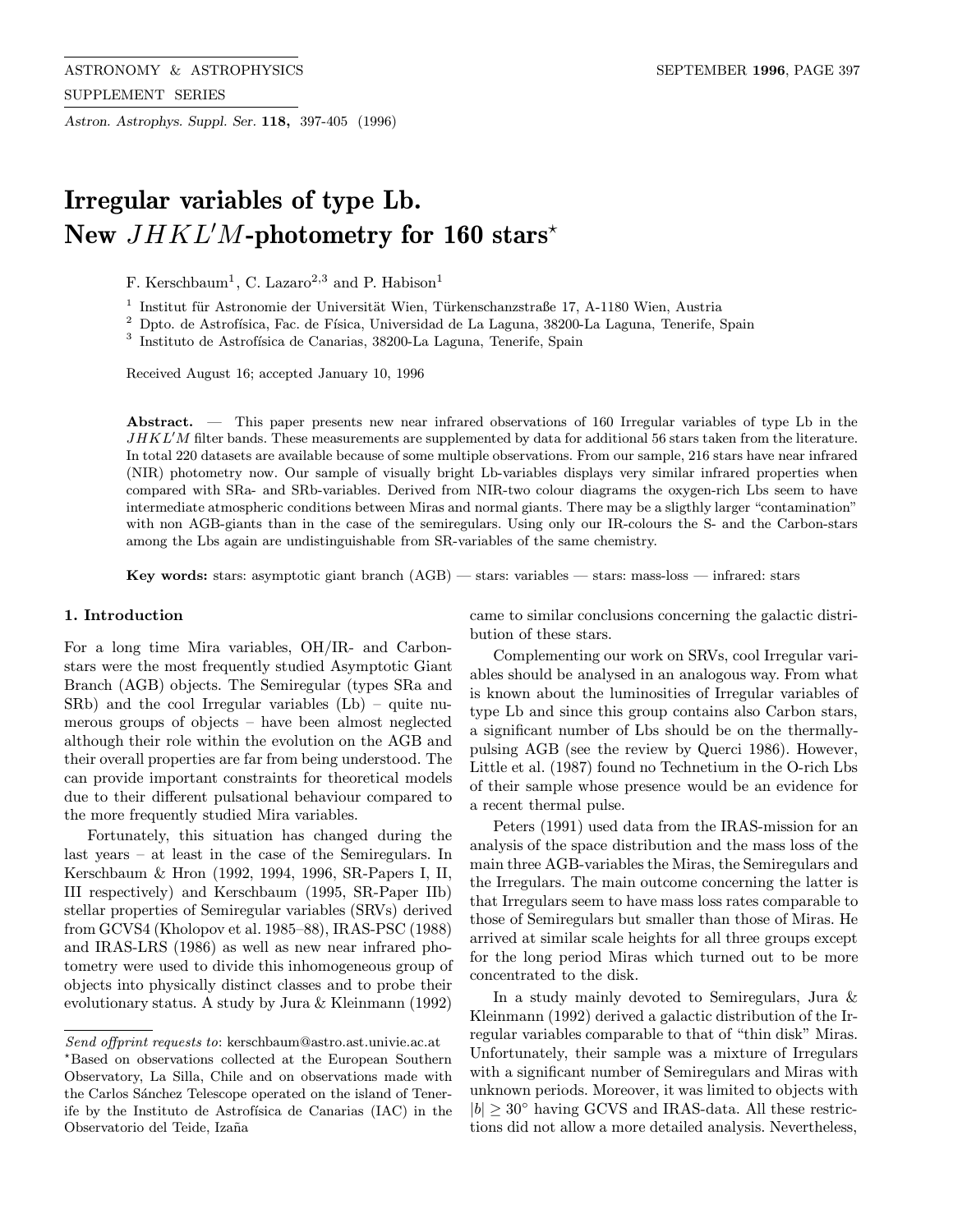# Irregular variables of type Lb. New $JHKL'M$-photometry for 160 stars*

F. Kerschbaum[1], C. Lazaro[2,3] and P. Habison[1]

[1] Institut für Astronomie der Universität Wien, Türkenschanzstraße 17, A-1180 Wien, Austria
[2] Dpto. de Astrofísica, Fac. de Física, Universidad de La Laguna, 38200-La Laguna, Tenerife, Spain
[3] Instituto de Astrofísica de Canarias, 38200-La Laguna, Tenerife, Spain

Received August 16; accepted January 10, 1996

**Abstract.** — This paper presents new near infrared observations of 160 Irregular variables of type Lb in the $JHKL'M$ filter bands. These measurements are supplemented by data for additional 56 stars taken from the literature. In total 220 datasets are available because of some multiple observations. From our sample, 216 stars have near infrared (NIR) photometry now. Our sample of visually bright Lb-variables displays very similar infrared properties when compared with SRa- and SRb-variables. Derived from NIR-two colour diagrams the oxygen-rich Lbs seem to have intermediate atmospheric conditions between Miras and normal giants. There may be a sligthly larger "contamination" with non AGB-giants than in the case of the semiregulars. Using only our IR-colours the S- and the Carbon-stars among the Lbs again are undistinguishable from SR-variables of the same chemistry.

**Key words:** stars: asymptotic giant branch (AGB) — stars: variables — stars: mass-loss — infrared: stars

## 1. Introduction

For a long time Mira variables, OH/IR- and Carbon-stars were the most frequently studied Asymptotic Giant Branch (AGB) objects. The Semiregular (types SRa and SRb) and the cool Irregular variables (Lb) – quite numerous groups of objects – have been almost neglected although their role within the evolution on the AGB and their overall properties are far from being understood. The can provide important constraints for theoretical models due to their different pulsational behaviour compared to the more frequently studied Mira variables.

Fortunately, this situation has changed during the last years – at least in the case of the Semiregulars. In Kerschbaum & Hron (1992, 1994, 1996, SR-Papers I, II, III respectively) and Kerschbaum (1995, SR-Paper IIb) stellar properties of Semiregular variables (SRVs) derived from GCVS4 (Kholopov et al. 1985–88), IRAS-PSC (1988) and IRAS-LRS (1986) as well as new near infrared photometry were used to divide this inhomogeneous group of objects into physically distinct classes and to probe their evolutionary status. A study by Jura & Kleinmann (1992) came to similar conclusions concerning the galactic distribution of these stars.

Complementing our work on SRVs, cool Irregular variables should be analysed in an analogous way. From what is known about the luminosities of Irregular variables of type Lb and since this group contains also Carbon stars, a significant number of Lbs should be on the thermally-pulsing AGB (see the review by Querci 1986). However, Little et al. (1987) found no Technetium in the O-rich Lbs of their sample whose presence would be an evidence for a recent thermal pulse.

Peters (1991) used data from the IRAS-mission for an analysis of the space distribution and the mass loss of the main three AGB-variables the Miras, the Semiregulars and the Irregulars. The main outcome concerning the latter is that Irregulars seem to have mass loss rates comparable to those of Semiregulars but smaller than those of Miras. He arrived at similar scale heights for all three groups except for the long period Miras which turned out to be more concentrated to the disk.

In a study mainly devoted to Semiregulars, Jura & Kleinmann (1992) derived a galactic distribution of the Irregular variables comparable to that of "thin disk" Miras. Unfortunately, their sample was a mixture of Irregulars with a significant number of Semiregulars and Miras with unknown periods. Moreover, it was limited to objects with $|b| \geq 30°$ having GCVS and IRAS-data. All these restrictions did not allow a more detailed analysis. Nevertheless,

---

*Send offprint requests to*: kerschbaum@astro.ast.univie.ac.at

*Based on observations collected at the European Southern Observatory, La Silla, Chile and on observations made with the Carlos Sánchez Telescope operated on the island of Tenerife by the Instituto de Astrofísica de Canarias (IAC) in the Observatorio del Teide, Izaña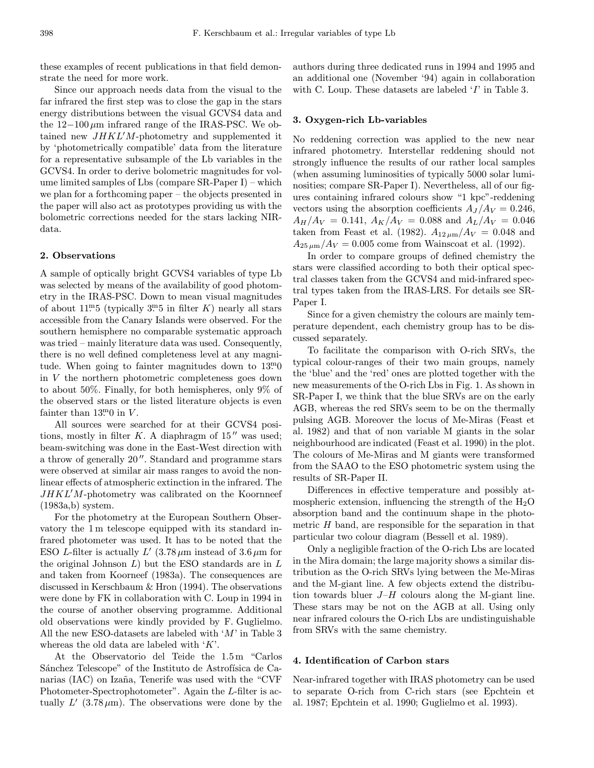these examples of recent publications in that field demonstrate the need for more work.

Since our approach needs data from the visual to the far infrared the first step was to close the gap in the stars energy distributions between the visual GCVS4 data and the $12-100\,\mu$m infrared range of the IRAS-PSC. We obtained new $JHKL'M$-photometry and supplemented it by 'photometrically compatible' data from the literature for a representative subsample of the Lb variables in the GCVS4. In order to derive bolometric magnitudes for volume limited samples of Lbs (compare SR-Paper I) – which we plan for a forthcoming paper – the objects presented in the paper will also act as prototypes providing us with the bolometric corrections needed for the stars lacking NIR-data.

## 2. Observations

A sample of optically bright GCVS4 variables of type Lb was selected by means of the availability of good photometry in the IRAS-PSC. Down to mean visual magnitudes of about $11\overset{\mathrm{m}}{.}5$ (typically $3\overset{\mathrm{m}}{.}5$ in filter $K$) nearly all stars accessible from the Canary Islands were observed. For the southern hemisphere no comparable systematic approach was tried – mainly literature data was used. Consequently, there is no well defined completeness level at any magnitude. When going to fainter magnitudes down to $13\overset{\mathrm{m}}{.}0$ in $V$ the northern photometric completeness goes down to about 50%. Finally, for both hemispheres, only 9% of the observed stars or the listed literature objects is even fainter than $13\overset{\mathrm{m}}{.}0$ in $V$.

All sources were searched for at their GCVS4 positions, mostly in filter $K$. A diaphragm of $15''$ was used; beam-switching was done in the East-West direction with a throw of generally $20''$. Standard and programme stars were observed at similar air mass ranges to avoid the non-linear effects of atmospheric extinction in the infrared. The $JHKL'M$-photometry was calibrated on the Koornneef (1983a,b) system.

For the photometry at the European Southern Observatory the 1 m telescope equipped with its standard infrared photometer was used. It has to be noted that the ESO $L$-filter is actually $L'$ ($3.78\,\mu$m instead of $3.6\,\mu$m for the original Johnson $L$) but the ESO standards are in $L$ and taken from Koorneef (1983a). The consequences are discussed in Kerschbaum & Hron (1994). The observations were done by FK in collaboration with C. Loup in 1994 in the course of another observing programme. Additional old observations were kindly provided by F. Guglielmo. All the new ESO-datasets are labeled with '$M$' in Table 3 whereas the old data are labeled with '$K$'.

At the Observatorio del Teide the 1.5 m "Carlos Sánchez Telescope" of the Instituto de Astrofísica de Canarias (IAC) on Izaña, Tenerife was used with the "CVF Photometer-Spectrophotometer". Again the $L$-filter is actually $L'$ ($3.78\,\mu$m). The observations were done by the authors during three dedicated runs in 1994 and 1995 and an additional one (November '94) again in collaboration with C. Loup. These datasets are labeled '$I$' in Table 3.

## 3. Oxygen-rich Lb-variables

No reddening correction was applied to the new near infrared photometry. Interstellar reddening should not strongly influence the results of our rather local samples (when assuming luminosities of typically 5000 solar luminosities; compare SR-Paper I). Nevertheless, all of our figures containing infrared colours show "1 kpc"-reddening vectors using the absorption coefficients $A_J/A_V = 0.246$, $A_H/A_V = 0.141$, $A_K/A_V = 0.088$ and $A_L/A_V = 0.046$ taken from Feast et al. (1982). $A_{12\,\mu\mathrm{m}}/A_V = 0.048$ and $A_{25\,\mu\mathrm{m}}/A_V = 0.005$ come from Wainscoat et al. (1992).

In order to compare groups of defined chemistry the stars were classified according to both their optical spectral classes taken from the GCVS4 and mid-infrared spectral types taken from the IRAS-LRS. For details see SR-Paper I.

Since for a given chemistry the colours are mainly temperature dependent, each chemistry group has to be discussed separately.

To facilitate the comparison with O-rich SRVs, the typical colour-ranges of their two main groups, namely the 'blue' and the 'red' ones are plotted together with the new measurements of the O-rich Lbs in Fig. 1. As shown in SR-Paper I, we think that the blue SRVs are on the early AGB, whereas the red SRVs seem to be on the thermally pulsing AGB. Moreover the locus of Me-Miras (Feast et al. 1982) and that of non variable M giants in the solar neighbourhood are indicated (Feast et al. 1990) in the plot. The colours of Me-Miras and M giants were transformed from the SAAO to the ESO photometric system using the results of SR-Paper II.

Differences in effective temperature and possibly atmospheric extension, influencing the strength of the $H_2O$ absorption band and the continuum shape in the photometric $H$ band, are responsible for the separation in that particular two colour diagram (Bessell et al. 1989).

Only a negligible fraction of the O-rich Lbs are located in the Mira domain; the large majority shows a similar distribution as the O-rich SRVs lying between the Me-Miras and the M-giant line. A few objects extend the distribution towards bluer $J$–$H$ colours along the M-giant line. These stars may be not on the AGB at all. Using only near infrared colours the O-rich Lbs are undistinguishable from SRVs with the same chemistry.

## 4. Identification of Carbon stars

Near-infrared together with IRAS photometry can be used to separate O-rich from C-rich stars (see Epchtein et al. 1987; Epchtein et al. 1990; Guglielmo et al. 1993).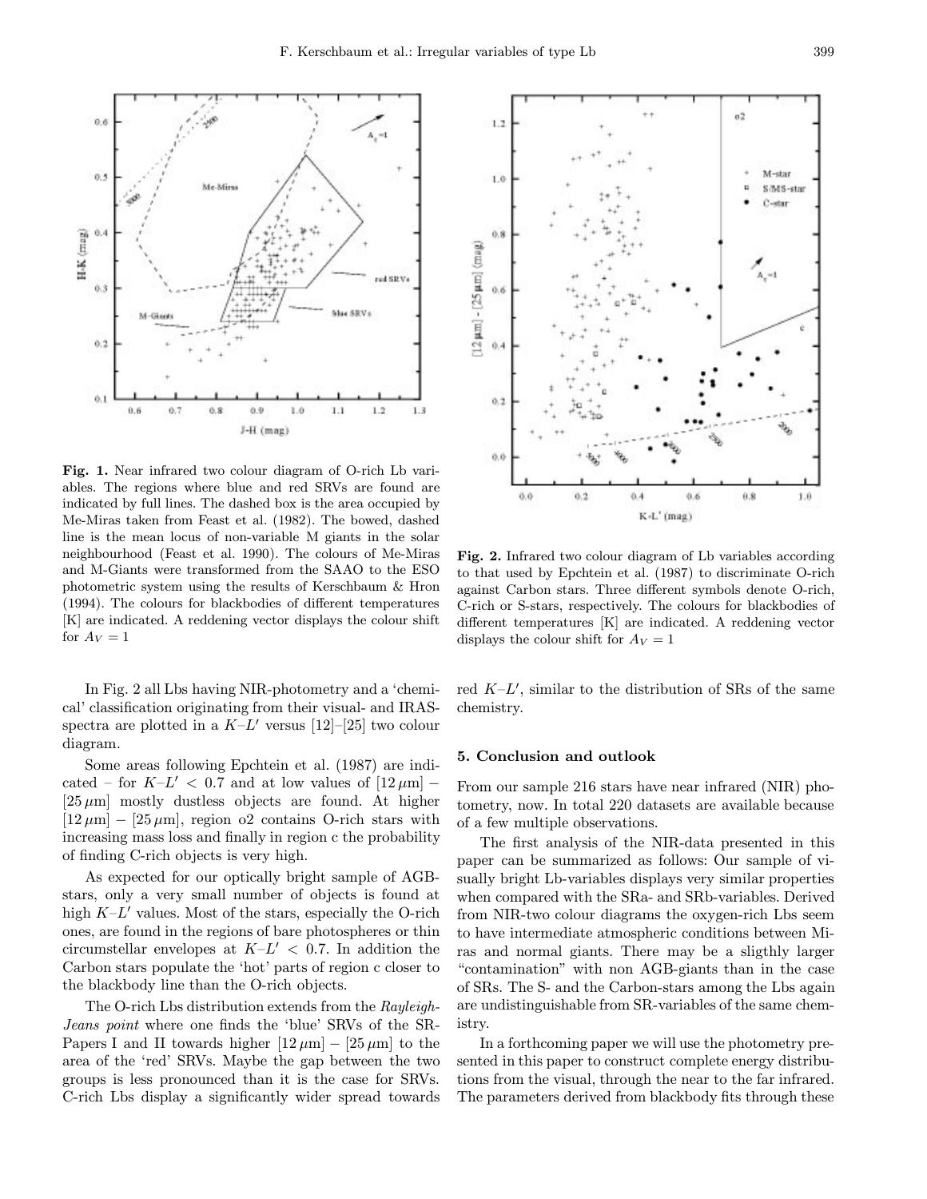**Fig. 1.** Near infrared two colour diagram of O-rich Lb variables. The regions where blue and red SRVs are found are indicated by full lines. The dashed box is the area occupied by Me-Miras taken from Feast et al. (1982). The bowed, dashed line is the mean locus of non-variable M giants in the solar neighbourhood (Feast et al. 1990). The colours of Me-Miras and M-Giants were transformed from the SAAO to the ESO photometric system using the results of Kerschbaum & Hron (1994). The colours for blackbodies of different temperatures [K] are indicated. A reddening vector displays the colour shift for $A_V = 1$

**Fig. 2.** Infrared two colour diagram of Lb variables according to that used by Epchtein et al. (1987) to discriminate O-rich against Carbon stars. Three different symbols denote O-rich, C-rich or S-stars, respectively. The colours for blackbodies of different temperatures [K] are indicated. A reddening vector displays the colour shift for $A_V = 1$

In Fig. 2 all Lbs having NIR-photometry and a 'chemical' classification originating from their visual- and IRAS-spectra are plotted in a $K$–$L'$ versus [12]–[25] two colour diagram.

Some areas following Epchtein et al. (1987) are indicated – for $K$–$L' < 0.7$ and at low values of $[12\,\mu\mathrm{m}] - [25\,\mu\mathrm{m}]$ mostly dustless objects are found. At higher $[12\,\mu\mathrm{m}] - [25\,\mu\mathrm{m}]$, region o2 contains O-rich stars with increasing mass loss and finally in region c the probability of finding C-rich objects is very high.

As expected for our optically bright sample of AGB-stars, only a very small number of objects is found at high $K$–$L'$ values. Most of the stars, especially the O-rich ones, are found in the regions of bare photospheres or thin circumstellar envelopes at $K$–$L' < 0.7$. In addition the Carbon stars populate the 'hot' parts of region c closer to the blackbody line than the O-rich objects.

The O-rich Lbs distribution extends from the *Rayleigh-Jeans point* where one finds the 'blue' SRVs of the SR-Papers I and II towards higher $[12\,\mu\mathrm{m}] - [25\,\mu\mathrm{m}]$ to the area of the 'red' SRVs. Maybe the gap between the two groups is less pronounced than it is the case for SRVs. C-rich Lbs display a significantly wider spread towards red $K$–$L'$, similar to the distribution of SRs of the same chemistry.

## 5. Conclusion and outlook

From our sample 216 stars have near infrared (NIR) photometry, now. In total 220 datasets are available because of a few multiple observations.

The first analysis of the NIR-data presented in this paper can be summarized as follows: Our sample of visually bright Lb-variables displays very similar properties when compared with the SRa- and SRb-variables. Derived from NIR-two colour diagrams the oxygen-rich Lbs seem to have intermediate atmospheric conditions between Miras and normal giants. There may be a sligthly larger "contamination" with non AGB-giants than in the case of SRs. The S- and the Carbon-stars among the Lbs again are undistinguishable from SR-variables of the same chemistry.

In a forthcoming paper we will use the photometry presented in this paper to construct complete energy distributions from the visual, through the near to the far infrared. The parameters derived from blackbody fits through these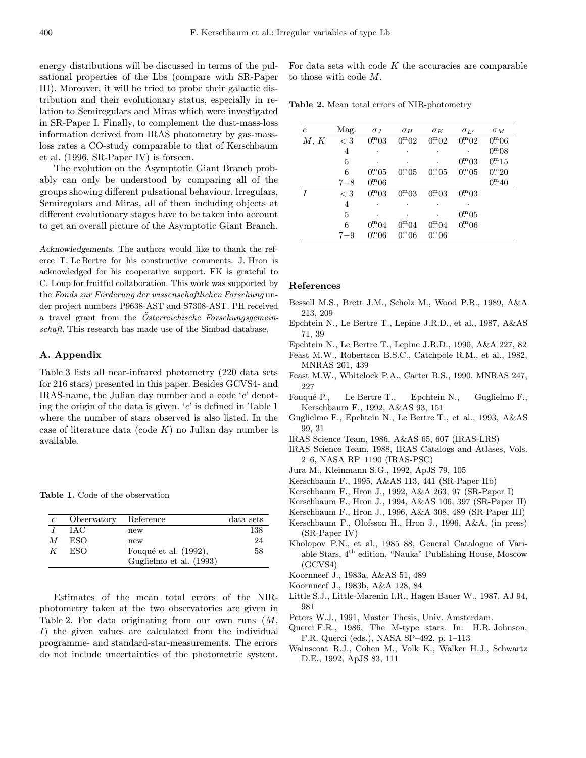energy distributions will be discussed in terms of the pulsational properties of the Lbs (compare with SR-Paper III). Moreover, it will be tried to probe their galactic distribution and their evolutionary status, especially in relation to Semiregulars and Miras which were investigated in SR-Paper I. Finally, to complement the dust-mass-loss information derived from IRAS photometry by gas-mass-loss rates a CO-study comparable to that of Kerschbaum et al. (1996, SR-Paper IV) is forseen.

The evolution on the Asymptotic Giant Branch probably can only be understood by comparing all of the groups showing different pulsational behaviour. Irregulars, Semiregulars and Miras, all of them including objects at different evolutionary stages have to be taken into account to get an overall picture of the Asymptotic Giant Branch.

*Acknowledgements.* The authors would like to thank the referee T. Le Bertre for his constructive comments. J. Hron is acknowledged for his cooperative support. FK is grateful to C. Loup for fruitful collaboration. This work was supported by the *Fonds zur Förderung der wissenschaftlichen Forschung* under project numbers P9638-AST and S7308-AST. PH received a travel grant from the *Österreichische Forschungsgemeinschaft*. This research has made use of the Simbad database.

## A. Appendix

Table 3 lists all near-infrared photometry (220 data sets for 216 stars) presented in this paper. Besides GCVS4- and IRAS-name, the Julian day number and a code '$c$' denoting the origin of the data is given. '$c$' is defined in Table 1 where the number of stars observed is also listed. In the case of literature data (code $K$) no Julian day number is available.

**Table 1.** Code of the observation

| $c$ | Observatory | Reference | data sets |
|---|---|---|---|
| $I$ | IAC | new | 138 |
| $M$ | ESO | new | 24 |
| $K$ | ESO | Fouqué et al. (1992), Guglielmo et al. (1993) | 58 |

Estimates of the mean total errors of the NIR-photometry taken at the two observatories are given in Table 2. For data originating from our own runs ($M$, $I$) the given values are calculated from the individual programme- and standard-star-measurements. The errors do not include uncertainties of the photometric system. For data sets with code $K$ the accuracies are comparable to those with code $M$.

**Table 2.** Mean total errors of NIR-photometry

| $c$ | Mag. | $\sigma_J$ | $\sigma_H$ | $\sigma_K$ | $\sigma_{L'}$ | $\sigma_M$ |
|---|---|---|---|---|---|---|
| $M$, $K$ | $<3$ | $0\overset{m}{.}03$ | $0\overset{m}{.}02$ | $0\overset{m}{.}02$ | $0\overset{m}{.}02$ | $0\overset{m}{.}06$ |
| | 4 | · | · | · | · | $0\overset{m}{.}08$ |
| | 5 | · | · | · | $0\overset{m}{.}03$ | $0\overset{m}{.}15$ |
| | 6 | $0\overset{m}{.}05$ | $0\overset{m}{.}05$ | $0\overset{m}{.}05$ | $0\overset{m}{.}05$ | $0\overset{m}{.}20$ |
| | $7-8$ | $0\overset{m}{.}06$ | | | | $0\overset{m}{.}40$ |
| $I$ | $<3$ | $0\overset{m}{.}03$ | $0\overset{m}{.}03$ | $0\overset{m}{.}03$ | $0\overset{m}{.}03$ | |
| | 4 | · | · | · | · | |
| | 5 | · | · | · | $0\overset{m}{.}05$ | |
| | 6 | $0\overset{m}{.}04$ | $0\overset{m}{.}04$ | $0\overset{m}{.}04$ | $0\overset{m}{.}06$ | |
| | $7-9$ | $0\overset{m}{.}06$ | $0\overset{m}{.}06$ | $0\overset{m}{.}06$ | | |

## References

Bessell M.S., Brett J.M., Scholz M., Wood P.R., 1989, A&A 213, 209

Epchtein N., Le Bertre T., Lepine J.R.D., et al., 1987, A&AS 71, 39

Epchtein N., Le Bertre T., Lepine J.R.D., 1990, A&A 227, 82

Feast M.W., Robertson B.S.C., Catchpole R.M., et al., 1982, MNRAS 201, 439

Feast M.W., Whitelock P.A., Carter B.S., 1990, MNRAS 247, 227

Fouqué P., Le Bertre T., Epchtein N., Guglielmo F., Kerschbaum F., 1992, A&AS 93, 151

Guglielmo F., Epchtein N., Le Bertre T., et al., 1993, A&AS 99, 31

IRAS Science Team, 1986, A&AS 65, 607 (IRAS-LRS)

IRAS Science Team, 1988, IRAS Catalogs and Atlases, Vols. 2–6, NASA RP–1190 (IRAS-PSC)

Jura M., Kleinmann S.G., 1992, ApJS 79, 105

Kerschbaum F., 1995, A&AS 113, 441 (SR-Paper IIb)

Kerschbaum F., Hron J., 1992, A&A 263, 97 (SR-Paper I)

Kerschbaum F., Hron J., 1994, A&AS 106, 397 (SR-Paper II)

Kerschbaum F., Hron J., 1996, A&A 308, 489 (SR-Paper III)

Kerschbaum F., Olofsson H., Hron J., 1996, A&A, (in press) (SR-Paper IV)

Kholopov P.N., et al., 1985–88, General Catalogue of Variable Stars, 4th edition, "Nauka" Publishing House, Moscow (GCVS4)

Koornneef J., 1983a, A&AS 51, 489

Koornneef J., 1983b, A&A 128, 84

Little S.J., Little-Marenin I.R., Hagen Bauer W., 1987, AJ 94, 981

Peters W.J., 1991, Master Thesis, Univ. Amsterdam.

Querci F.R., 1986, The M-type stars. In: H.R. Johnson, F.R. Querci (eds.), NASA SP–492, p. 1–113

Wainscoat R.J., Cohen M., Volk K., Walker H.J., Schwartz D.E., 1992, ApJS 83, 111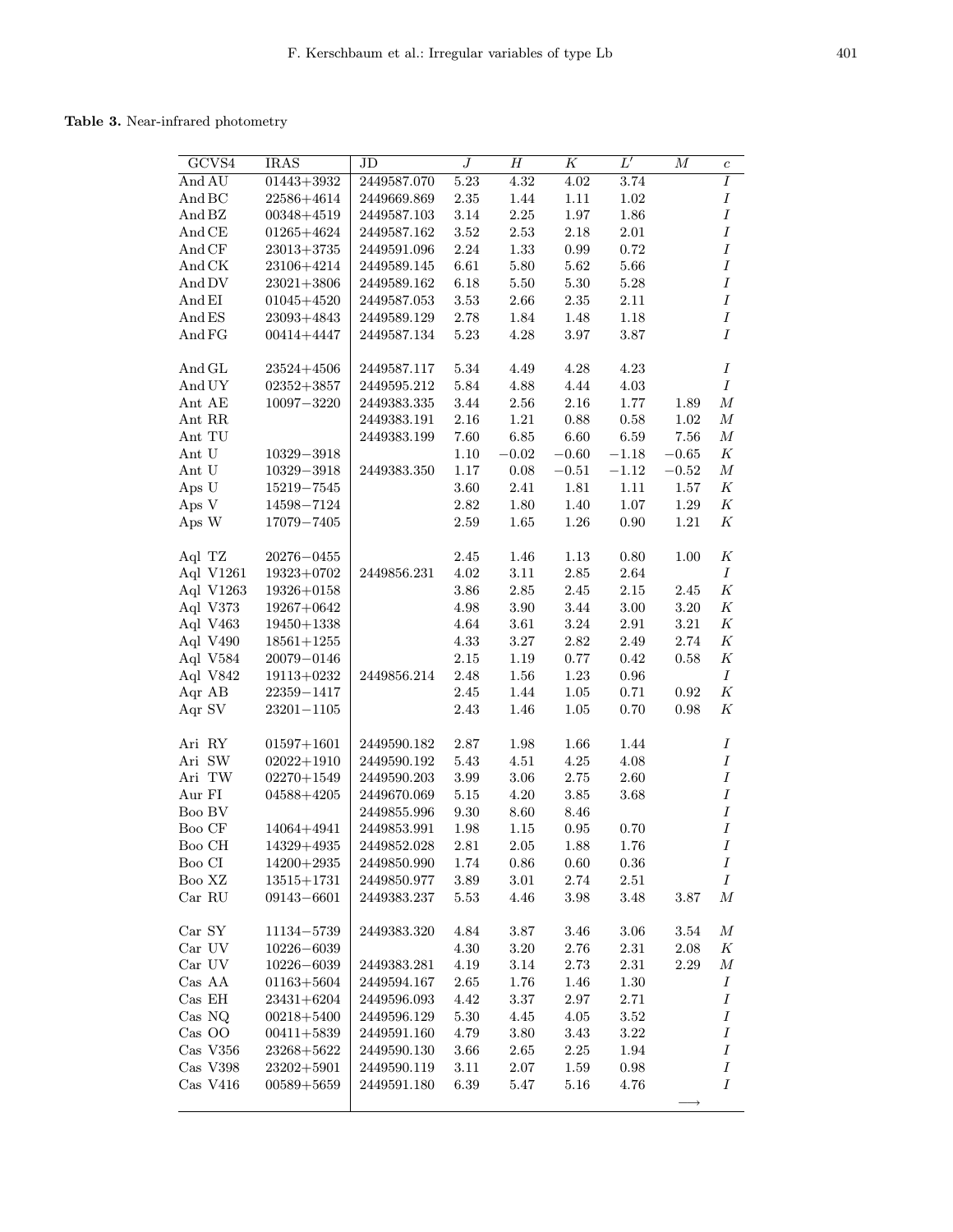**Table 3.** Near-infrared photometry

| GCVS4 | IRAS | JD | $J$ | $H$ | $K$ | $L'$ | $M$ | $c$ |
|---|---|---|---|---|---|---|---|---|
| And AU | 01443+3932 | 2449587.070 | 5.23 | 4.32 | 4.02 | 3.74 | | $I$ |
| And BC | 22586+4614 | 2449669.869 | 2.35 | 1.44 | 1.11 | 1.02 | | $I$ |
| And BZ | 00348+4519 | 2449587.103 | 3.14 | 2.25 | 1.97 | 1.86 | | $I$ |
| And CE | 01265+4624 | 2449587.162 | 3.52 | 2.53 | 2.18 | 2.01 | | $I$ |
| And CF | 23013+3735 | 2449591.096 | 2.24 | 1.33 | 0.99 | 0.72 | | $I$ |
| And CK | 23106+4214 | 2449589.145 | 6.61 | 5.80 | 5.62 | 5.66 | | $I$ |
| And DV | 23021+3806 | 2449589.162 | 6.18 | 5.50 | 5.30 | 5.28 | | $I$ |
| And EI | 01045+4520 | 2449587.053 | 3.53 | 2.66 | 2.35 | 2.11 | | $I$ |
| And ES | 23093+4843 | 2449589.129 | 2.78 | 1.84 | 1.48 | 1.18 | | $I$ |
| And FG | 00414+4447 | 2449587.134 | 5.23 | 4.28 | 3.97 | 3.87 | | $I$ |
| And GL | 23524+4506 | 2449587.117 | 5.34 | 4.49 | 4.28 | 4.23 | | $I$ |
| And UY | 02352+3857 | 2449595.212 | 5.84 | 4.88 | 4.44 | 4.03 | | $I$ |
| Ant AE | 10097−3220 | 2449383.335 | 3.44 | 2.56 | 2.16 | 1.77 | 1.89 | $M$ |
| Ant RR | | 2449383.191 | 2.16 | 1.21 | 0.88 | 0.58 | 1.02 | $M$ |
| Ant TU | | 2449383.199 | 7.60 | 6.85 | 6.60 | 6.59 | 7.56 | $M$ |
| Ant U | 10329−3918 | | 1.10 | −0.02 | −0.60 | −1.18 | −0.65 | $K$ |
| Ant U | 10329−3918 | 2449383.350 | 1.17 | 0.08 | −0.51 | −1.12 | −0.52 | $M$ |
| Aps U | 15219−7545 | | 3.60 | 2.41 | 1.81 | 1.11 | 1.57 | $K$ |
| Aps V | 14598−7124 | | 2.82 | 1.80 | 1.40 | 1.07 | 1.29 | $K$ |
| Aps W | 17079−7405 | | 2.59 | 1.65 | 1.26 | 0.90 | 1.21 | $K$ |
| Aql TZ | 20276−0455 | | 2.45 | 1.46 | 1.13 | 0.80 | 1.00 | $K$ |
| Aql V1261 | 19323+0702 | 2449856.231 | 4.02 | 3.11 | 2.85 | 2.64 | | $I$ |
| Aql V1263 | 19326+0158 | | 3.86 | 2.85 | 2.45 | 2.15 | 2.45 | $K$ |
| Aql V373 | 19267+0642 | | 4.98 | 3.90 | 3.44 | 3.00 | 3.20 | $K$ |
| Aql V463 | 19450+1338 | | 4.64 | 3.61 | 3.24 | 2.91 | 3.21 | $K$ |
| Aql V490 | 18561+1255 | | 4.33 | 3.27 | 2.82 | 2.49 | 2.74 | $K$ |
| Aql V584 | 20079−0146 | | 2.15 | 1.19 | 0.77 | 0.42 | 0.58 | $K$ |
| Aql V842 | 19113+0232 | 2449856.214 | 2.48 | 1.56 | 1.23 | 0.96 | | $I$ |
| Aqr AB | 22359−1417 | | 2.45 | 1.44 | 1.05 | 0.71 | 0.92 | $K$ |
| Aqr SV | 23201−1105 | | 2.43 | 1.46 | 1.05 | 0.70 | 0.98 | $K$ |
| Ari RY | 01597+1601 | 2449590.182 | 2.87 | 1.98 | 1.66 | 1.44 | | $I$ |
| Ari SW | 02022+1910 | 2449590.192 | 5.43 | 4.51 | 4.25 | 4.08 | | $I$ |
| Ari TW | 02270+1549 | 2449590.203 | 3.99 | 3.06 | 2.75 | 2.60 | | $I$ |
| Aur FI | 04588+4205 | 2449670.069 | 5.15 | 4.20 | 3.85 | 3.68 | | $I$ |
| Boo BV | | 2449855.996 | 9.30 | 8.60 | 8.46 | | | $I$ |
| Boo CF | 14064+4941 | 2449853.991 | 1.98 | 1.15 | 0.95 | 0.70 | | $I$ |
| Boo CH | 14329+4935 | 2449852.028 | 2.81 | 2.05 | 1.88 | 1.76 | | $I$ |
| Boo CI | 14200+2935 | 2449850.990 | 1.74 | 0.86 | 0.60 | 0.36 | | $I$ |
| Boo XZ | 13515+1731 | 2449850.977 | 3.89 | 3.01 | 2.74 | 2.51 | | $I$ |
| Car RU | 09143−6601 | 2449383.237 | 5.53 | 4.46 | 3.98 | 3.48 | 3.87 | $M$ |
| Car SY | 11134−5739 | 2449383.320 | 4.84 | 3.87 | 3.46 | 3.06 | 3.54 | $M$ |
| Car UV | 10226−6039 | | 4.30 | 3.20 | 2.76 | 2.31 | 2.08 | $K$ |
| Car UV | 10226−6039 | 2449383.281 | 4.19 | 3.14 | 2.73 | 2.31 | 2.29 | $M$ |
| Cas AA | 01163+5604 | 2449594.167 | 2.65 | 1.76 | 1.46 | 1.30 | | $I$ |
| Cas EH | 23431+6204 | 2449596.093 | 4.42 | 3.37 | 2.97 | 2.71 | | $I$ |
| Cas NQ | 00218+5400 | 2449596.129 | 5.30 | 4.45 | 4.05 | 3.52 | | $I$ |
| Cas OO | 00411+5839 | 2449591.160 | 4.79 | 3.80 | 3.43 | 3.22 | | $I$ |
| Cas V356 | 23268+5622 | 2449590.130 | 3.66 | 2.65 | 2.25 | 1.94 | | $I$ |
| Cas V398 | 23202+5901 | 2449590.119 | 3.11 | 2.07 | 1.59 | 0.98 | | $I$ |
| Cas V416 | 00589+5659 | 2449591.180 | 6.39 | 5.47 | 5.16 | 4.76 | | $I$ |

$\longrightarrow$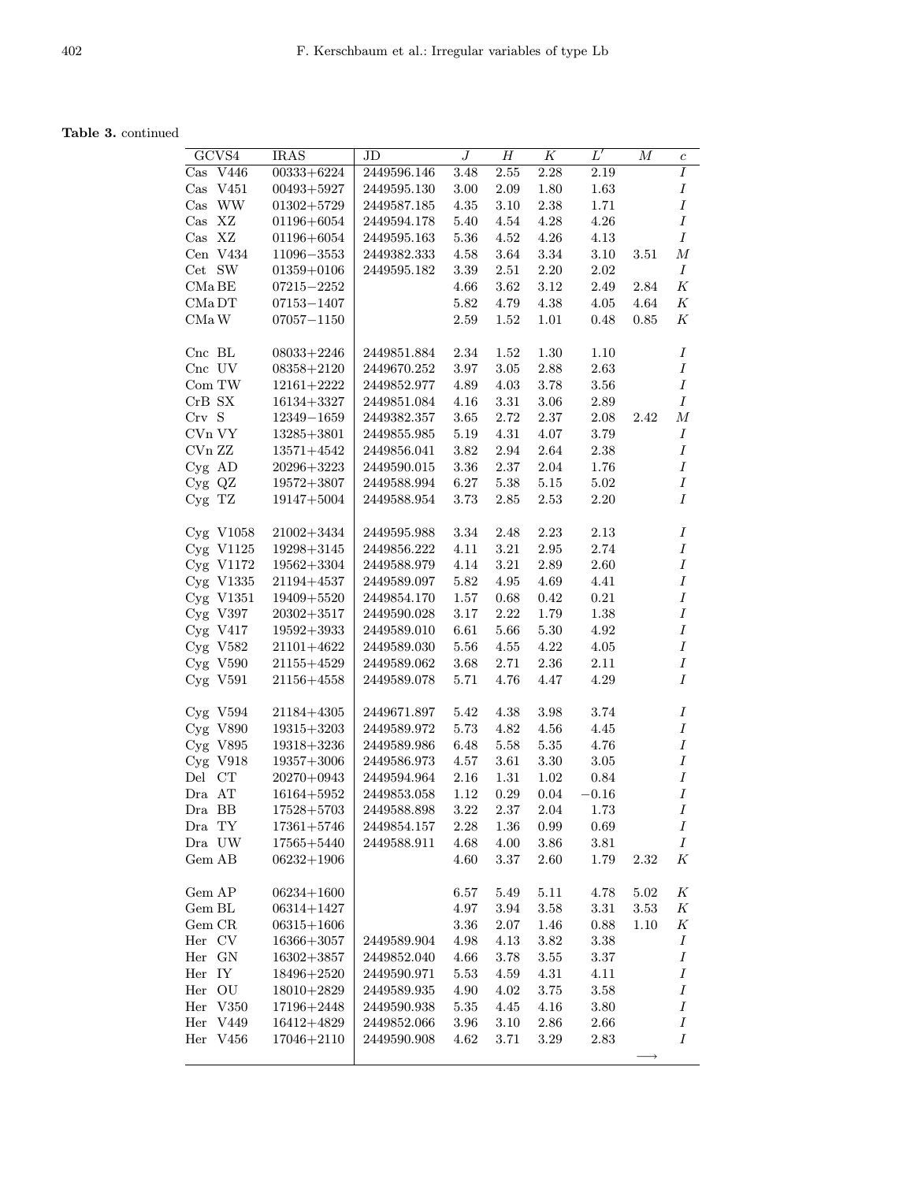**Table 3.** continued

| GCVS4 | IRAS | JD | $J$ | $H$ | $K$ | $L'$ | $M$ | $c$ |
|---|---|---|---|---|---|---|---|---|
| Cas V446 | 00333+6224 | 2449596.146 | 3.48 | 2.55 | 2.28 | 2.19 | | $I$ |
| Cas V451 | 00493+5927 | 2449595.130 | 3.00 | 2.09 | 1.80 | 1.63 | | $I$ |
| Cas WW | 01302+5729 | 2449587.185 | 4.35 | 3.10 | 2.38 | 1.71 | | $I$ |
| Cas XZ | 01196+6054 | 2449594.178 | 5.40 | 4.54 | 4.28 | 4.26 | | $I$ |
| Cas XZ | 01196+6054 | 2449595.163 | 5.36 | 4.52 | 4.26 | 4.13 | | $I$ |
| Cen V434 | 11096−3553 | 2449382.333 | 4.58 | 3.64 | 3.34 | 3.10 | 3.51 | $M$ |
| Cet SW | 01359+0106 | 2449595.182 | 3.39 | 2.51 | 2.20 | 2.02 | | $I$ |
| CMa BE | 07215−2252 | | 4.66 | 3.62 | 3.12 | 2.49 | 2.84 | $K$ |
| CMa DT | 07153−1407 | | 5.82 | 4.79 | 4.38 | 4.05 | 4.64 | $K$ |
| CMa W | 07057−1150 | | 2.59 | 1.52 | 1.01 | 0.48 | 0.85 | $K$ |
| Cnc BL | 08033+2246 | 2449851.884 | 2.34 | 1.52 | 1.30 | 1.10 | | $I$ |
| Cnc UV | 08358+2120 | 2449670.252 | 3.97 | 3.05 | 2.88 | 2.63 | | $I$ |
| Com TW | 12161+2222 | 2449852.977 | 4.89 | 4.03 | 3.78 | 3.56 | | $I$ |
| CrB SX | 16134+3327 | 2449851.084 | 4.16 | 3.31 | 3.06 | 2.89 | | $I$ |
| Crv S | 12349−1659 | 2449382.357 | 3.65 | 2.72 | 2.37 | 2.08 | 2.42 | $M$ |
| CVn VY | 13285+3801 | 2449855.985 | 5.19 | 4.31 | 4.07 | 3.79 | | $I$ |
| CVn ZZ | 13571+4542 | 2449856.041 | 3.82 | 2.94 | 2.64 | 2.38 | | $I$ |
| Cyg AD | 20296+3223 | 2449590.015 | 3.36 | 2.37 | 2.04 | 1.76 | | $I$ |
| Cyg QZ | 19572+3807 | 2449588.994 | 6.27 | 5.38 | 5.15 | 5.02 | | $I$ |
| Cyg TZ | 19147+5004 | 2449588.954 | 3.73 | 2.85 | 2.53 | 2.20 | | $I$ |
| Cyg V1058 | 21002+3434 | 2449595.988 | 3.34 | 2.48 | 2.23 | 2.13 | | $I$ |
| Cyg V1125 | 19298+3145 | 2449856.222 | 4.11 | 3.21 | 2.95 | 2.74 | | $I$ |
| Cyg V1172 | 19562+3304 | 2449588.979 | 4.14 | 3.21 | 2.89 | 2.60 | | $I$ |
| Cyg V1335 | 21194+4537 | 2449589.097 | 5.82 | 4.95 | 4.69 | 4.41 | | $I$ |
| Cyg V1351 | 19409+5520 | 2449854.170 | 1.57 | 0.68 | 0.42 | 0.21 | | $I$ |
| Cyg V397 | 20302+3517 | 2449590.028 | 3.17 | 2.22 | 1.79 | 1.38 | | $I$ |
| Cyg V417 | 19592+3933 | 2449589.010 | 6.61 | 5.66 | 5.30 | 4.92 | | $I$ |
| Cyg V582 | 21101+4622 | 2449589.030 | 5.56 | 4.55 | 4.22 | 4.05 | | $I$ |
| Cyg V590 | 21155+4529 | 2449589.062 | 3.68 | 2.71 | 2.36 | 2.11 | | $I$ |
| Cyg V591 | 21156+4558 | 2449589.078 | 5.71 | 4.76 | 4.47 | 4.29 | | $I$ |
| Cyg V594 | 21184+4305 | 2449671.897 | 5.42 | 4.38 | 3.98 | 3.74 | | $I$ |
| Cyg V890 | 19315+3203 | 2449589.972 | 5.73 | 4.82 | 4.56 | 4.45 | | $I$ |
| Cyg V895 | 19318+3236 | 2449589.986 | 6.48 | 5.58 | 5.35 | 4.76 | | $I$ |
| Cyg V918 | 19357+3006 | 2449586.973 | 4.57 | 3.61 | 3.30 | 3.05 | | $I$ |
| Del CT | 20270+0943 | 2449594.964 | 2.16 | 1.31 | 1.02 | 0.84 | | $I$ |
| Dra AT | 16164+5952 | 2449853.058 | 1.12 | 0.29 | 0.04 | −0.16 | | $I$ |
| Dra BB | 17528+5703 | 2449588.898 | 3.22 | 2.37 | 2.04 | 1.73 | | $I$ |
| Dra TY | 17361+5746 | 2449854.157 | 2.28 | 1.36 | 0.99 | 0.69 | | $I$ |
| Dra UW | 17565+5440 | 2449588.911 | 4.68 | 4.00 | 3.86 | 3.81 | | $I$ |
| Gem AB | 06232+1906 | | 4.60 | 3.37 | 2.60 | 1.79 | 2.32 | $K$ |
| Gem AP | 06234+1600 | | 6.57 | 5.49 | 5.11 | 4.78 | 5.02 | $K$ |
| Gem BL | 06314+1427 | | 4.97 | 3.94 | 3.58 | 3.31 | 3.53 | $K$ |
| Gem CR | 06315+1606 | | 3.36 | 2.07 | 1.46 | 0.88 | 1.10 | $K$ |
| Her CV | 16366+3057 | 2449589.904 | 4.98 | 4.13 | 3.82 | 3.38 | | $I$ |
| Her GN | 16302+3857 | 2449852.040 | 4.66 | 3.78 | 3.55 | 3.37 | | $I$ |
| Her IY | 18496+2520 | 2449590.971 | 5.53 | 4.59 | 4.31 | 4.11 | | $I$ |
| Her OU | 18010+2829 | 2449589.935 | 4.90 | 4.02 | 3.75 | 3.58 | | $I$ |
| Her V350 | 17196+2448 | 2449590.938 | 5.35 | 4.45 | 4.16 | 3.80 | | $I$ |
| Her V449 | 16412+4829 | 2449852.066 | 3.96 | 3.10 | 2.86 | 2.66 | | $I$ |
| Her V456 | 17046+2110 | 2449590.908 | 4.62 | 3.71 | 3.29 | 2.83 | | $I$ |

⟶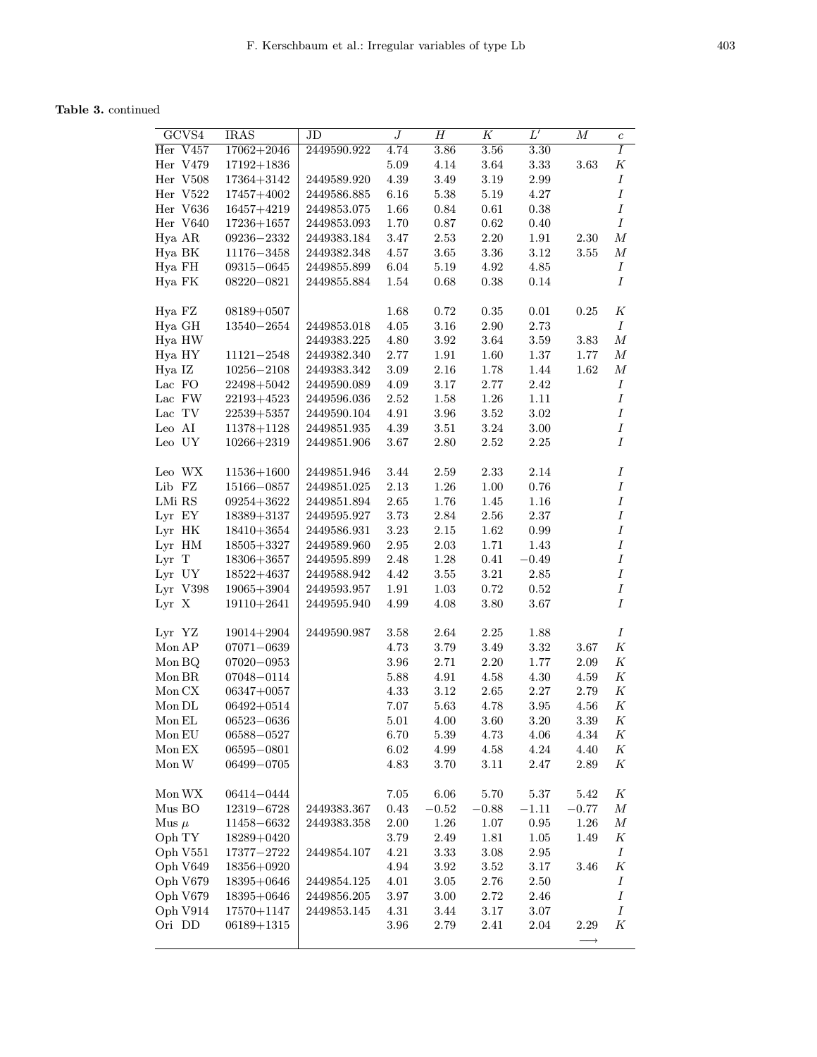**Table 3.** continued

| GCVS4 | IRAS | JD | $J$ | $H$ | $K$ | $L'$ | $M$ | $c$ |
|---|---|---|---|---|---|---|---|---|
| Her V457 | 17062+2046 | 2449590.922 | 4.74 | 3.86 | 3.56 | 3.30 | | $I$ |
| Her V479 | 17192+1836 | | 5.09 | 4.14 | 3.64 | 3.33 | 3.63 | $K$ |
| Her V508 | 17364+3142 | 2449589.920 | 4.39 | 3.49 | 3.19 | 2.99 | | $I$ |
| Her V522 | 17457+4002 | 2449586.885 | 6.16 | 5.38 | 5.19 | 4.27 | | $I$ |
| Her V636 | 16457+4219 | 2449853.075 | 1.66 | 0.84 | 0.61 | 0.38 | | $I$ |
| Her V640 | 17236+1657 | 2449853.093 | 1.70 | 0.87 | 0.62 | 0.40 | | $I$ |
| Hya AR | 09236−2332 | 2449383.184 | 3.47 | 2.53 | 2.20 | 1.91 | 2.30 | $M$ |
| Hya BK | 11176−3458 | 2449382.348 | 4.57 | 3.65 | 3.36 | 3.12 | 3.55 | $M$ |
| Hya FH | 09315−0645 | 2449855.899 | 6.04 | 5.19 | 4.92 | 4.85 | | $I$ |
| Hya FK | 08220−0821 | 2449855.884 | 1.54 | 0.68 | 0.38 | 0.14 | | $I$ |
| Hya FZ | 08189+0507 | | 1.68 | 0.72 | 0.35 | 0.01 | 0.25 | $K$ |
| Hya GH | 13540−2654 | 2449853.018 | 4.05 | 3.16 | 2.90 | 2.73 | | $I$ |
| Hya HW | | 2449383.225 | 4.80 | 3.92 | 3.64 | 3.59 | 3.83 | $M$ |
| Hya HY | 11121−2548 | 2449382.340 | 2.77 | 1.91 | 1.60 | 1.37 | 1.77 | $M$ |
| Hya IZ | 10256−2108 | 2449383.342 | 3.09 | 2.16 | 1.78 | 1.44 | 1.62 | $M$ |
| Lac FO | 22498+5042 | 2449590.089 | 4.09 | 3.17 | 2.77 | 2.42 | | $I$ |
| Lac FW | 22193+4523 | 2449596.036 | 2.52 | 1.58 | 1.26 | 1.11 | | $I$ |
| Lac TV | 22539+5357 | 2449590.104 | 4.91 | 3.96 | 3.52 | 3.02 | | $I$ |
| Leo AI | 11378+1128 | 2449851.935 | 4.39 | 3.51 | 3.24 | 3.00 | | $I$ |
| Leo UY | 10266+2319 | 2449851.906 | 3.67 | 2.80 | 2.52 | 2.25 | | $I$ |
| Leo WX | 11536+1600 | 2449851.946 | 3.44 | 2.59 | 2.33 | 2.14 | | $I$ |
| Lib FZ | 15166−0857 | 2449851.025 | 2.13 | 1.26 | 1.00 | 0.76 | | $I$ |
| LMi RS | 09254+3622 | 2449851.894 | 2.65 | 1.76 | 1.45 | 1.16 | | $I$ |
| Lyr EY | 18389+3137 | 2449595.927 | 3.73 | 2.84 | 2.56 | 2.37 | | $I$ |
| Lyr HK | 18410+3654 | 2449586.931 | 3.23 | 2.15 | 1.62 | 0.99 | | $I$ |
| Lyr HM | 18505+3327 | 2449589.960 | 2.95 | 2.03 | 1.71 | 1.43 | | $I$ |
| Lyr T | 18306+3657 | 2449595.899 | 2.48 | 1.28 | 0.41 | −0.49 | | $I$ |
| Lyr UY | 18522+4637 | 2449588.942 | 4.42 | 3.55 | 3.21 | 2.85 | | $I$ |
| Lyr V398 | 19065+3904 | 2449593.957 | 1.91 | 1.03 | 0.72 | 0.52 | | $I$ |
| Lyr X | 19110+2641 | 2449595.940 | 4.99 | 4.08 | 3.80 | 3.67 | | $I$ |
| Lyr YZ | 19014+2904 | 2449590.987 | 3.58 | 2.64 | 2.25 | 1.88 | | $I$ |
| Mon AP | 07071−0639 | | 4.73 | 3.79 | 3.49 | 3.32 | 3.67 | $K$ |
| Mon BQ | 07020−0953 | | 3.96 | 2.71 | 2.20 | 1.77 | 2.09 | $K$ |
| Mon BR | 07048−0114 | | 5.88 | 4.91 | 4.58 | 4.30 | 4.59 | $K$ |
| Mon CX | 06347+0057 | | 4.33 | 3.12 | 2.65 | 2.27 | 2.79 | $K$ |
| Mon DL | 06492+0514 | | 7.07 | 5.63 | 4.78 | 3.95 | 4.56 | $K$ |
| Mon EL | 06523−0636 | | 5.01 | 4.00 | 3.60 | 3.20 | 3.39 | $K$ |
| Mon EU | 06588−0527 | | 6.70 | 5.39 | 4.73 | 4.06 | 4.34 | $K$ |
| Mon EX | 06595−0801 | | 6.02 | 4.99 | 4.58 | 4.24 | 4.40 | $K$ |
| Mon W | 06499−0705 | | 4.83 | 3.70 | 3.11 | 2.47 | 2.89 | $K$ |
| Mon WX | 06414−0444 | | 7.05 | 6.06 | 5.70 | 5.37 | 5.42 | $K$ |
| Mus BO | 12319−6728 | 2449383.367 | 0.43 | −0.52 | −0.88 | −1.11 | −0.77 | $M$ |
| Mus $\mu$ | 11458−6632 | 2449383.358 | 2.00 | 1.26 | 1.07 | 0.95 | 1.26 | $M$ |
| Oph TY | 18289+0420 | | 3.79 | 2.49 | 1.81 | 1.05 | 1.49 | $K$ |
| Oph V551 | 17377−2722 | 2449854.107 | 4.21 | 3.33 | 3.08 | 2.95 | | $I$ |
| Oph V649 | 18356+0920 | | 4.94 | 3.92 | 3.52 | 3.17 | 3.46 | $K$ |
| Oph V679 | 18395+0646 | 2449854.125 | 4.01 | 3.05 | 2.76 | 2.50 | | $I$ |
| Oph V679 | 18395+0646 | 2449856.205 | 3.97 | 3.00 | 2.72 | 2.46 | | $I$ |
| Oph V914 | 17570+1147 | 2449853.145 | 4.31 | 3.44 | 3.17 | 3.07 | | $I$ |
| Ori DD | 06189+1315 | | 3.96 | 2.79 | 2.41 | 2.04 | 2.29 | $K$ |

$\longrightarrow$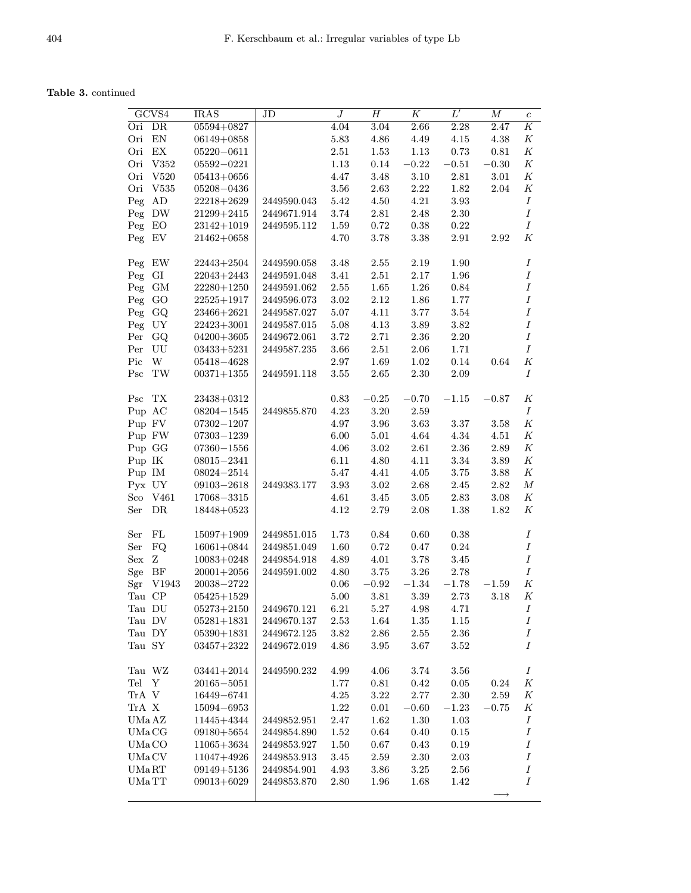**Table 3.** continued

| GCVS4 | IRAS | JD | $J$ | $H$ | $K$ | $L'$ | $M$ | $c$ |
|---|---|---|---|---|---|---|---|---|
| Ori DR | 05594+0827 | | 4.04 | 3.04 | 2.66 | 2.28 | 2.47 | $K$ |
| Ori EN | 06149+0858 | | 5.83 | 4.86 | 4.49 | 4.15 | 4.38 | $K$ |
| Ori EX | 05220−0611 | | 2.51 | 1.53 | 1.13 | 0.73 | 0.81 | $K$ |
| Ori V352 | 05592−0221 | | 1.13 | 0.14 | −0.22 | −0.51 | −0.30 | $K$ |
| Ori V520 | 05413+0656 | | 4.47 | 3.48 | 3.10 | 2.81 | 3.01 | $K$ |
| Ori V535 | 05208−0436 | | 3.56 | 2.63 | 2.22 | 1.82 | 2.04 | $K$ |
| Peg AD | 22218+2629 | 2449590.043 | 5.42 | 4.50 | 4.21 | 3.93 | | $I$ |
| Peg DW | 21299+2415 | 2449671.914 | 3.74 | 2.81 | 2.48 | 2.30 | | $I$ |
| Peg EO | 23142+1019 | 2449595.112 | 1.59 | 0.72 | 0.38 | 0.22 | | $I$ |
| Peg EV | 21462+0658 | | 4.70 | 3.78 | 3.38 | 2.91 | 2.92 | $K$ |
| Peg EW | 22443+2504 | 2449590.058 | 3.48 | 2.55 | 2.19 | 1.90 | | $I$ |
| Peg GI | 22043+2443 | 2449591.048 | 3.41 | 2.51 | 2.17 | 1.96 | | $I$ |
| Peg GM | 22280+1250 | 2449591.062 | 2.55 | 1.65 | 1.26 | 0.84 | | $I$ |
| Peg GO | 22525+1917 | 2449596.073 | 3.02 | 2.12 | 1.86 | 1.77 | | $I$ |
| Peg GQ | 23466+2621 | 2449587.027 | 5.07 | 4.11 | 3.77 | 3.54 | | $I$ |
| Peg UY | 22423+3001 | 2449587.015 | 5.08 | 4.13 | 3.89 | 3.82 | | $I$ |
| Per GQ | 04200+3605 | 2449672.061 | 3.72 | 2.71 | 2.36 | 2.20 | | $I$ |
| Per UU | 03433+5231 | 2449587.235 | 3.66 | 2.51 | 2.06 | 1.71 | | $I$ |
| Pic W | 05418−4628 | | 2.97 | 1.69 | 1.02 | 0.14 | 0.64 | $K$ |
| Psc TW | 00371+1355 | 2449591.118 | 3.55 | 2.65 | 2.30 | 2.09 | | $I$ |
| Psc TX | 23438+0312 | | 0.83 | −0.25 | −0.70 | −1.15 | −0.87 | $K$ |
| Pup AC | 08204−1545 | 2449855.870 | 4.23 | 3.20 | 2.59 | | | $I$ |
| Pup FV | 07302−1207 | | 4.97 | 3.96 | 3.63 | 3.37 | 3.58 | $K$ |
| Pup FW | 07303−1239 | | 6.00 | 5.01 | 4.64 | 4.34 | 4.51 | $K$ |
| Pup GG | 07360−1556 | | 4.06 | 3.02 | 2.61 | 2.36 | 2.89 | $K$ |
| Pup IK | 08015−2341 | | 6.11 | 4.80 | 4.11 | 3.34 | 3.89 | $K$ |
| Pup IM | 08024−2514 | | 5.47 | 4.41 | 4.05 | 3.75 | 3.88 | $K$ |
| Pyx UY | 09103−2618 | 2449383.177 | 3.93 | 3.02 | 2.68 | 2.45 | 2.82 | $M$ |
| Sco V461 | 17068−3315 | | 4.61 | 3.45 | 3.05 | 2.83 | 3.08 | $K$ |
| Ser DR | 18448+0523 | | 4.12 | 2.79 | 2.08 | 1.38 | 1.82 | $K$ |
| Ser FL | 15097+1909 | 2449851.015 | 1.73 | 0.84 | 0.60 | 0.38 | | $I$ |
| Ser FQ | 16061+0844 | 2449851.049 | 1.60 | 0.72 | 0.47 | 0.24 | | $I$ |
| Sex Z | 10083+0248 | 2449854.918 | 4.89 | 4.01 | 3.78 | 3.45 | | $I$ |
| Sge BF | 20001+2056 | 2449591.002 | 4.80 | 3.75 | 3.26 | 2.78 | | $I$ |
| Sgr V1943 | 20038−2722 | | 0.06 | −0.92 | −1.34 | −1.78 | −1.59 | $K$ |
| Tau CP | 05425+1529 | | 5.00 | 3.81 | 3.39 | 2.73 | 3.18 | $K$ |
| Tau DU | 05273+2150 | 2449670.121 | 6.21 | 5.27 | 4.98 | 4.71 | | $I$ |
| Tau DV | 05281+1831 | 2449670.137 | 2.53 | 1.64 | 1.35 | 1.15 | | $I$ |
| Tau DY | 05390+1831 | 2449672.125 | 3.82 | 2.86 | 2.55 | 2.36 | | $I$ |
| Tau SY | 03457+2322 | 2449672.019 | 4.86 | 3.95 | 3.67 | 3.52 | | $I$ |
| Tau WZ | 03441+2014 | 2449590.232 | 4.99 | 4.06 | 3.74 | 3.56 | | $I$ |
| Tel Y | 20165−5051 | | 1.77 | 0.81 | 0.42 | 0.05 | 0.24 | $K$ |
| TrA V | 16449−6741 | | 4.25 | 3.22 | 2.77 | 2.30 | 2.59 | $K$ |
| TrA X | 15094−6953 | | 1.22 | 0.01 | −0.60 | −1.23 | −0.75 | $K$ |
| UMa AZ | 11445+4344 | 2449852.951 | 2.47 | 1.62 | 1.30 | 1.03 | | $I$ |
| UMa CG | 09180+5654 | 2449854.890 | 1.52 | 0.64 | 0.40 | 0.15 | | $I$ |
| UMa CO | 11065+3634 | 2449853.927 | 1.50 | 0.67 | 0.43 | 0.19 | | $I$ |
| UMa CV | 11047+4926 | 2449853.913 | 3.45 | 2.59 | 2.30 | 2.03 | | $I$ |
| UMa RT | 09149+5136 | 2449854.901 | 4.93 | 3.86 | 3.25 | 2.56 | | $I$ |
| UMa TT | 09013+6029 | 2449853.870 | 2.80 | 1.96 | 1.68 | 1.42 | | $I$ |

⟶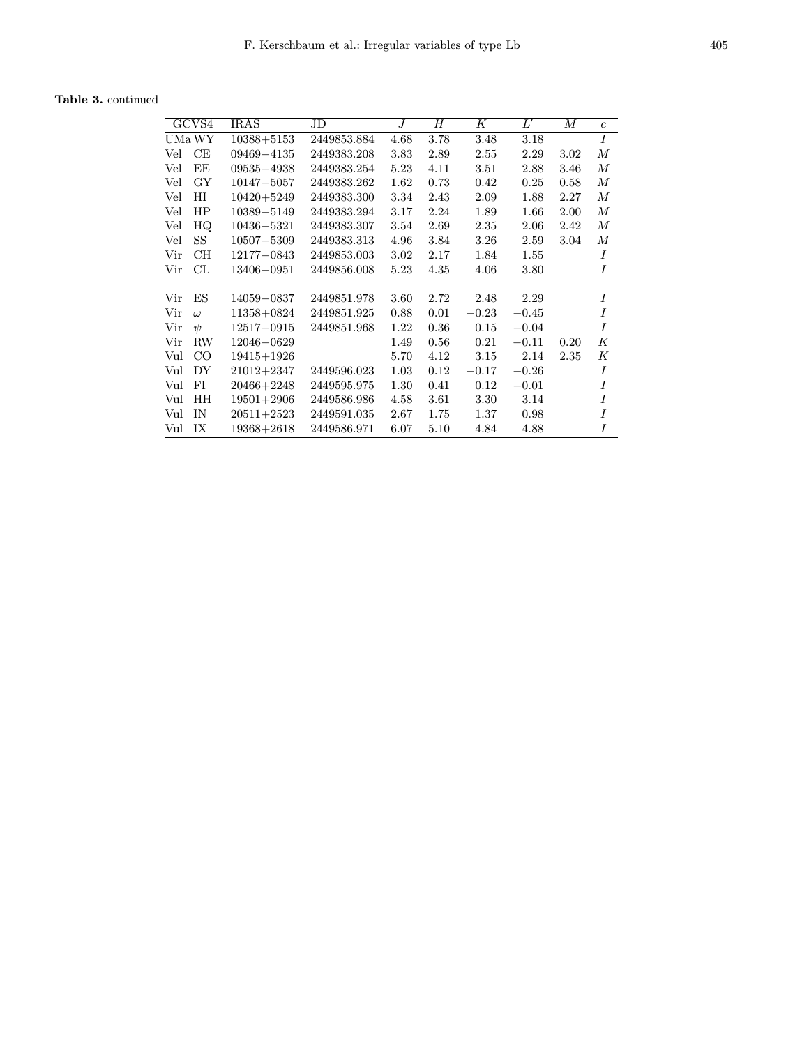**Table 3.** continued

| GCVS4 | | IRAS | JD | $J$ | $H$ | $K$ | $L'$ | $M$ | $c$ |
|---|---|---|---|---|---|---|---|---|---|
| UMa | WY | 10388+5153 | 2449853.884 | 4.68 | 3.78 | 3.48 | 3.18 | | $I$ |
| Vel | CE | 09469−4135 | 2449383.208 | 3.83 | 2.89 | 2.55 | 2.29 | 3.02 | $M$ |
| Vel | EE | 09535−4938 | 2449383.254 | 5.23 | 4.11 | 3.51 | 2.88 | 3.46 | $M$ |
| Vel | GY | 10147−5057 | 2449383.262 | 1.62 | 0.73 | 0.42 | 0.25 | 0.58 | $M$ |
| Vel | HI | 10420+5249 | 2449383.300 | 3.34 | 2.43 | 2.09 | 1.88 | 2.27 | $M$ |
| Vel | HP | 10389−5149 | 2449383.294 | 3.17 | 2.24 | 1.89 | 1.66 | 2.00 | $M$ |
| Vel | HQ | 10436−5321 | 2449383.307 | 3.54 | 2.69 | 2.35 | 2.06 | 2.42 | $M$ |
| Vel | SS | 10507−5309 | 2449383.313 | 4.96 | 3.84 | 3.26 | 2.59 | 3.04 | $M$ |
| Vir | CH | 12177−0843 | 2449853.003 | 3.02 | 2.17 | 1.84 | 1.55 | | $I$ |
| Vir | CL | 13406−0951 | 2449856.008 | 5.23 | 4.35 | 4.06 | 3.80 | | $I$ |
| Vir | ES | 14059−0837 | 2449851.978 | 3.60 | 2.72 | 2.48 | 2.29 | | $I$ |
| Vir | $\omega$ | 11358+0824 | 2449851.925 | 0.88 | 0.01 | −0.23 | −0.45 | | $I$ |
| Vir | $\psi$ | 12517−0915 | 2449851.968 | 1.22 | 0.36 | 0.15 | −0.04 | | $I$ |
| Vir | RW | 12046−0629 | | 1.49 | 0.56 | 0.21 | −0.11 | 0.20 | $K$ |
| Vul | CO | 19415+1926 | | 5.70 | 4.12 | 3.15 | 2.14 | 2.35 | $K$ |
| Vul | DY | 21012+2347 | 2449596.023 | 1.03 | 0.12 | −0.17 | −0.26 | | $I$ |
| Vul | FI | 20466+2248 | 2449595.975 | 1.30 | 0.41 | 0.12 | −0.01 | | $I$ |
| Vul | HH | 19501+2906 | 2449586.986 | 4.58 | 3.61 | 3.30 | 3.14 | | $I$ |
| Vul | IN | 20511+2523 | 2449591.035 | 2.67 | 1.75 | 1.37 | 0.98 | | $I$ |
| Vul | IX | 19368+2618 | 2449586.971 | 6.07 | 5.10 | 4.84 | 4.88 | | $I$ |